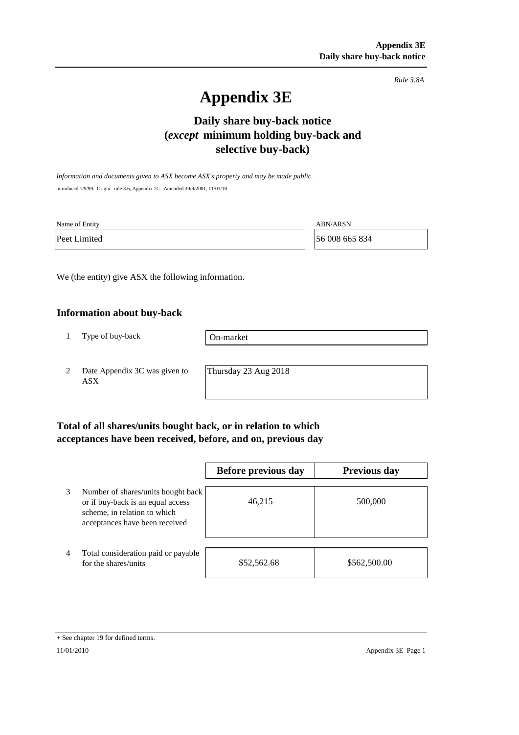*Rule 3.8A*

# Appendix 3E

## Daily share buy-back notice (*except* minimum holding buy-back and selective buy-back)

*Information and documents given to ASX become ASX's property and may be made public.*

Introduced 1/9/99. Origin: rule 3.6, Appendix 7C. Amended 30/9/2001, 11/01/10

| Name of Entity | ABN/ARSN |
|---|---|
| Peet Limited | 56 008 665 834 |

We (the entity) give ASX the following information.

### Information about buy-back

| | | |
|---|---|---|
| 1 | Type of buy-back | On-market |
| 2 | Date Appendix 3C was given to ASX | Thursday 23 Aug 2018 |

### Total of all shares/units bought back, or in relation to which acceptances have been received, before, and on, previous day

| | | Before previous day | Previous day |
|---|---|---|---|
| 3 | Number of shares/units bought back or if buy-back is an equal access scheme, in relation to which acceptances have been received | 46,215 | 500,000 |
| 4 | Total consideration paid or payable for the shares/units | $52,562.68 | $562,500.00 |

+ See chapter 19 for defined terms.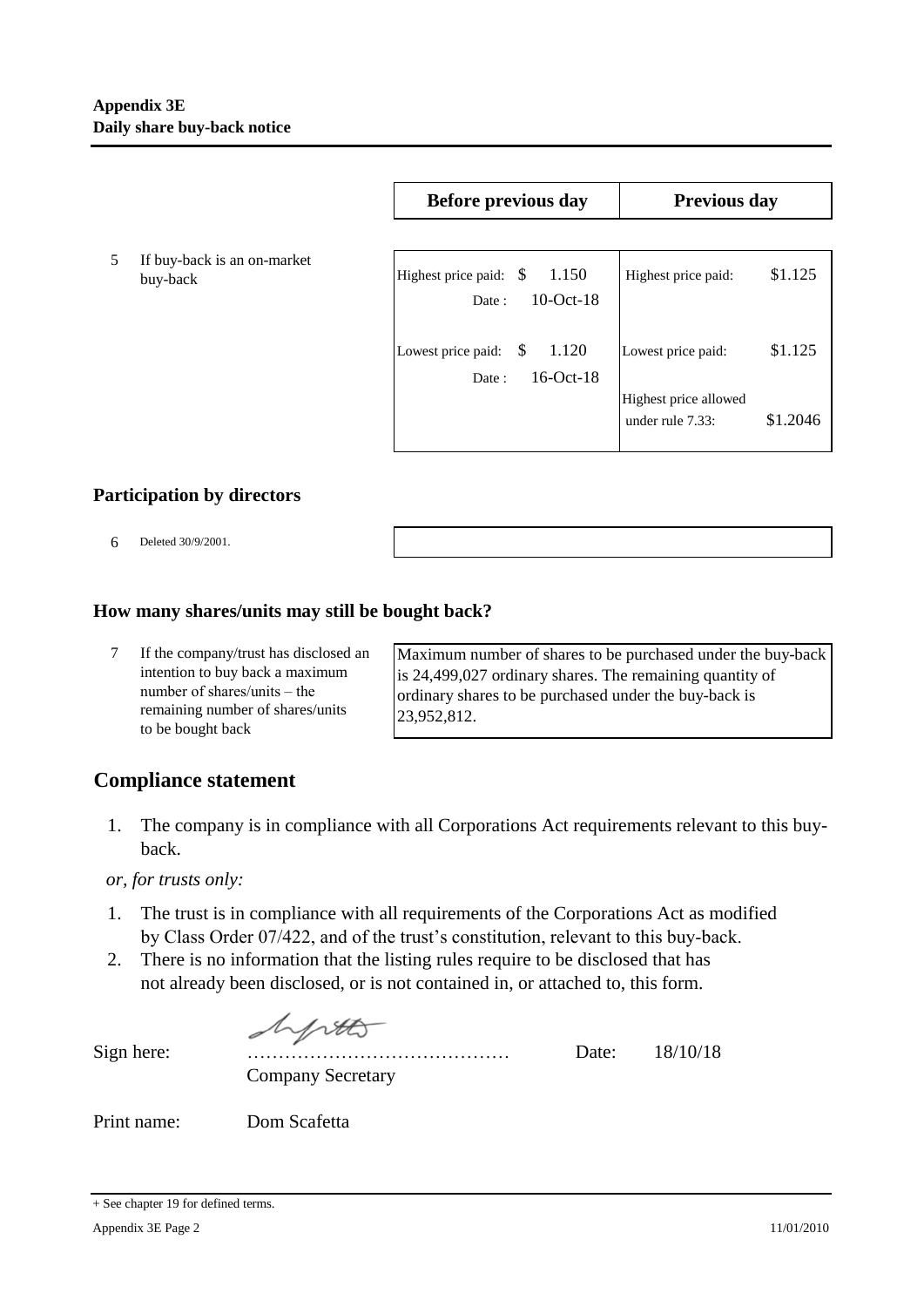**Appendix 3E**
**Daily share buy-back notice**

| | | Before previous day | Previous day |
|---|---|---|---|
| 5 | If buy-back is an on-market buy-back | Highest price paid: $ 1.150<br>Date : 10-Oct-18<br><br>Lowest price paid: $ 1.120<br>Date : 16-Oct-18 | Highest price paid: $1.125<br><br>Lowest price paid: $1.125<br><br>Highest price allowed under rule 7.33: $1.2046 |

## Participation by directors

| | | |
|---|---|---|
| 6 | Deleted 30/9/2001. | |

## How many shares/units may still be bought back?

| | | |
|---|---|---|
| 7 | If the company/trust has disclosed an intention to buy back a maximum number of shares/units – the remaining number of shares/units to be bought back | Maximum number of shares to be purchased under the buy-back is 24,499,027 ordinary shares. The remaining quantity of ordinary shares to be purchased under the buy-back is 23,952,812. |

## Compliance statement

1. The company is in compliance with all Corporations Act requirements relevant to this buy-back.

*or, for trusts only:*

1. The trust is in compliance with all requirements of the Corporations Act as modified by Class Order 07/422, and of the trust's constitution, relevant to this buy-back.
2. There is no information that the listing rules require to be disclosed that has not already been disclosed, or is not contained in, or attached to, this form.

Sign here: …………………………………… Date: 18/10/18
Company Secretary

Print name: Dom Scafetta

+ See chapter 19 for defined terms.